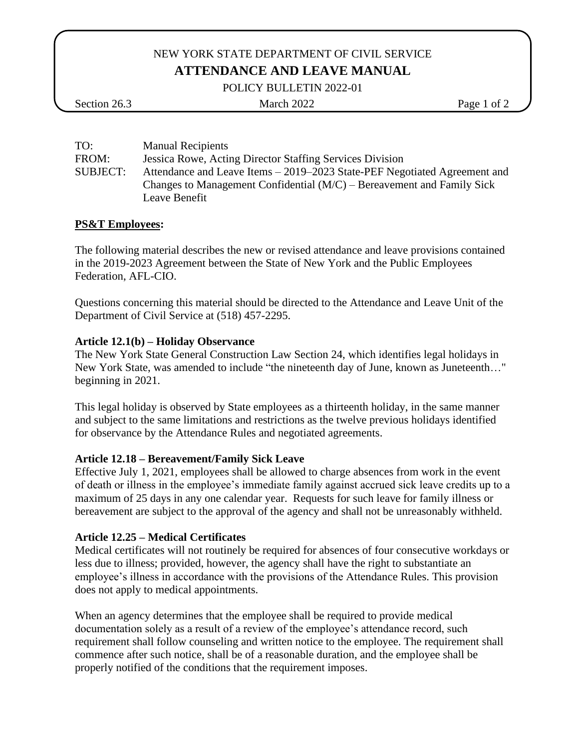NEW YORK STATE DEPARTMENT OF CIVIL SERVICE

# ATTENDANCE AND LEAVE MANUAL

POLICY BULLETIN 2022-01

Section 26.3 | March 2022

TO: Manual Recipients

FROM: Jessica Rowe, Acting Director Staffing Services Division

SUBJECT: Attendance and Leave Items – 2019–2023 State-PEF Negotiated Agreement and Changes to Management Confidential (M/C) – Bereavement and Family Sick Leave Benefit

## **PS&T Employees**:

The following material describes the new or revised attendance and leave provisions contained in the 2019-2023 Agreement between the State of New York and the Public Employees Federation, AFL-CIO.

Questions concerning this material should be directed to the Attendance and Leave Unit of the Department of Civil Service at (518) 457-2295.

### Article 12.1(b) – Holiday Observance

The New York State General Construction Law Section 24, which identifies legal holidays in New York State, was amended to include "the nineteenth day of June, known as Juneteenth…" beginning in 2021.

This legal holiday is observed by State employees as a thirteenth holiday, in the same manner and subject to the same limitations and restrictions as the twelve previous holidays identified for observance by the Attendance Rules and negotiated agreements.

### Article 12.18 – Bereavement/Family Sick Leave

Effective July 1, 2021, employees shall be allowed to charge absences from work in the event of death or illness in the employee's immediate family against accrued sick leave credits up to a maximum of 25 days in any one calendar year. Requests for such leave for family illness or bereavement are subject to the approval of the agency and shall not be unreasonably withheld.

### Article 12.25 – Medical Certificates

Medical certificates will not routinely be required for absences of four consecutive workdays or less due to illness; provided, however, the agency shall have the right to substantiate an employee's illness in accordance with the provisions of the Attendance Rules. This provision does not apply to medical appointments.

When an agency determines that the employee shall be required to provide medical documentation solely as a result of a review of the employee's attendance record, such requirement shall follow counseling and written notice to the employee. The requirement shall commence after such notice, shall be of a reasonable duration, and the employee shall be properly notified of the conditions that the requirement imposes.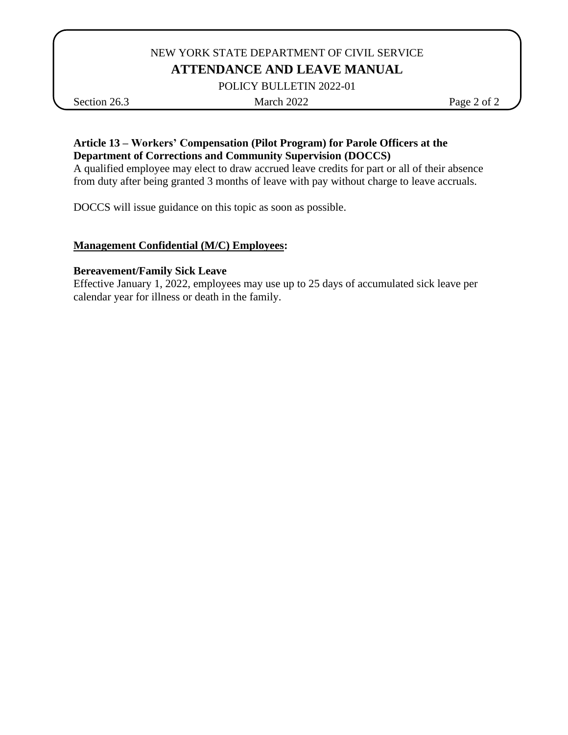**Article 13 – Workers' Compensation (Pilot Program) for Parole Officers at the Department of Corrections and Community Supervision (DOCCS)**

A qualified employee may elect to draw accrued leave credits for part or all of their absence from duty after being granted 3 months of leave with pay without charge to leave accruals.

DOCCS will issue guidance on this topic as soon as possible.

**Management Confidential (M/C) Employees:**

**Bereavement/Family Sick Leave**

Effective January 1, 2022, employees may use up to 25 days of accumulated sick leave per calendar year for illness or death in the family.